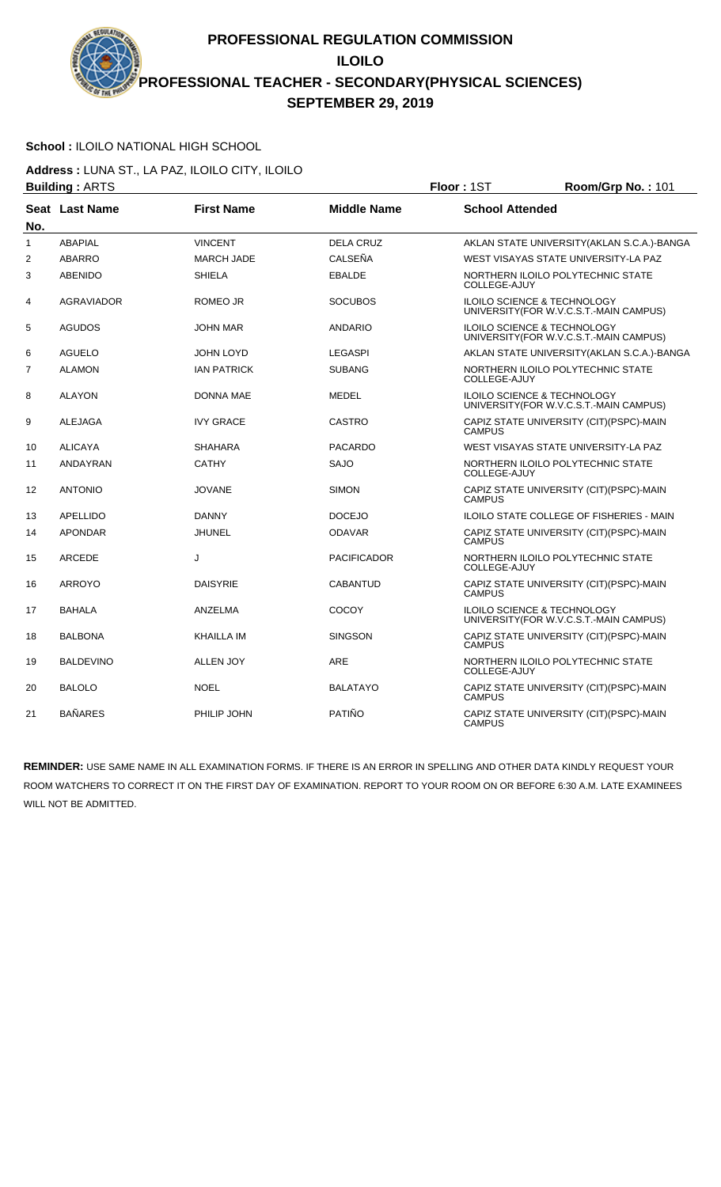# PROFESSIONAL REGULATION COMMISSION

## ILOILO

## PROFESSIONAL TEACHER - SECONDARY(PHYSICAL SCIENCES)

## SEPTEMBER 29, 2019

**School :** ILOILO NATIONAL HIGH SCHOOL

**Address :** LUNA ST., LA PAZ, ILOILO CITY, ILOILO

**Building :** ARTS　　**Floor :** 1ST　　**Room/Grp No. :** 101

| Seat No. | Last Name | First Name | Middle Name | School Attended |
|---|---|---|---|---|
| 1 | ABAPIAL | VINCENT | DELA CRUZ | AKLAN STATE UNIVERSITY(AKLAN S.C.A.)-BANGA |
| 2 | ABARRO | MARCH JADE | CALSEÑA | WEST VISAYAS STATE UNIVERSITY-LA PAZ |
| 3 | ABENIDO | SHIELA | EBALDE | NORTHERN ILOILO POLYTECHNIC STATE COLLEGE-AJUY |
| 4 | AGRAVIADOR | ROMEO JR | SOCUBOS | ILOILO SCIENCE & TECHNOLOGY UNIVERSITY(FOR W.V.C.S.T.-MAIN CAMPUS) |
| 5 | AGUDOS | JOHN MAR | ANDARIO | ILOILO SCIENCE & TECHNOLOGY UNIVERSITY(FOR W.V.C.S.T.-MAIN CAMPUS) |
| 6 | AGUELO | JOHN LOYD | LEGASPI | AKLAN STATE UNIVERSITY(AKLAN S.C.A.)-BANGA |
| 7 | ALAMON | IAN PATRICK | SUBANG | NORTHERN ILOILO POLYTECHNIC STATE COLLEGE-AJUY |
| 8 | ALAYON | DONNA MAE | MEDEL | ILOILO SCIENCE & TECHNOLOGY UNIVERSITY(FOR W.V.C.S.T.-MAIN CAMPUS) |
| 9 | ALEJAGA | IVY GRACE | CASTRO | CAPIZ STATE UNIVERSITY (CIT)(PSPC)-MAIN CAMPUS |
| 10 | ALICAYA | SHAHARA | PACARDO | WEST VISAYAS STATE UNIVERSITY-LA PAZ |
| 11 | ANDAYRAN | CATHY | SAJO | NORTHERN ILOILO POLYTECHNIC STATE COLLEGE-AJUY |
| 12 | ANTONIO | JOVANE | SIMON | CAPIZ STATE UNIVERSITY (CIT)(PSPC)-MAIN CAMPUS |
| 13 | APELLIDO | DANNY | DOCEJO | ILOILO STATE COLLEGE OF FISHERIES - MAIN |
| 14 | APONDAR | JHUNEL | ODAVAR | CAPIZ STATE UNIVERSITY (CIT)(PSPC)-MAIN CAMPUS |
| 15 | ARCEDE | J | PACIFICADOR | NORTHERN ILOILO POLYTECHNIC STATE COLLEGE-AJUY |
| 16 | ARROYO | DAISYRIE | CABANTUD | CAPIZ STATE UNIVERSITY (CIT)(PSPC)-MAIN CAMPUS |
| 17 | BAHALA | ANZELMA | COCOY | ILOILO SCIENCE & TECHNOLOGY UNIVERSITY(FOR W.V.C.S.T.-MAIN CAMPUS) |
| 18 | BALBONA | KHAILLA IM | SINGSON | CAPIZ STATE UNIVERSITY (CIT)(PSPC)-MAIN CAMPUS |
| 19 | BALDEVINO | ALLEN JOY | ARE | NORTHERN ILOILO POLYTECHNIC STATE COLLEGE-AJUY |
| 20 | BALOLO | NOEL | BALATAYO | CAPIZ STATE UNIVERSITY (CIT)(PSPC)-MAIN CAMPUS |
| 21 | BAÑARES | PHILIP JOHN | PATIÑO | CAPIZ STATE UNIVERSITY (CIT)(PSPC)-MAIN CAMPUS |

**REMINDER:** USE SAME NAME IN ALL EXAMINATION FORMS. IF THERE IS AN ERROR IN SPELLING AND OTHER DATA KINDLY REQUEST YOUR ROOM WATCHERS TO CORRECT IT ON THE FIRST DAY OF EXAMINATION. REPORT TO YOUR ROOM ON OR BEFORE 6:30 A.M. LATE EXAMINEES WILL NOT BE ADMITTED.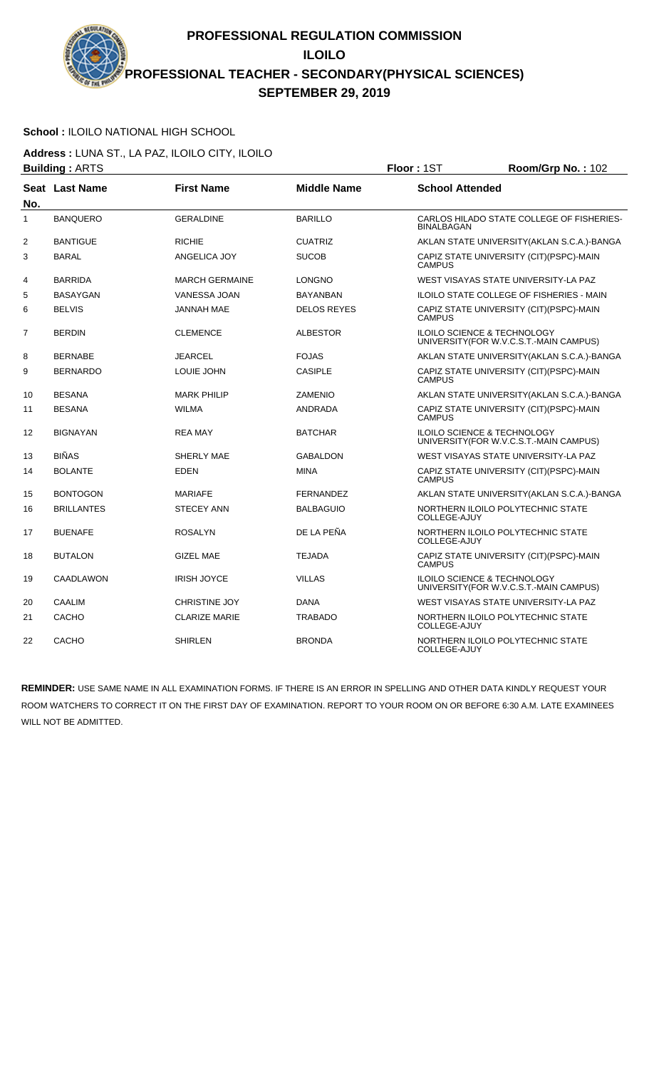# PROFESSIONAL REGULATION COMMISSION
## ILOILO
## PROFESSIONAL TEACHER - SECONDARY(PHYSICAL SCIENCES)
## SEPTEMBER 29, 2019

**School :** ILOILO NATIONAL HIGH SCHOOL

**Address :** LUNA ST., LA PAZ, ILOILO CITY, ILOILO

**Building :** ARTS **Floor :** 1ST **Room/Grp No. :** 102

| Seat No. | Last Name | First Name | Middle Name | School Attended |
|---|---|---|---|---|
| 1 | BANQUERO | GERALDINE | BARILLO | CARLOS HILADO STATE COLLEGE OF FISHERIES-BINALBAGAN |
| 2 | BANTIGUE | RICHIE | CUATRIZ | AKLAN STATE UNIVERSITY(AKLAN S.C.A.)-BANGA |
| 3 | BARAL | ANGELICA JOY | SUCOB | CAPIZ STATE UNIVERSITY (CIT)(PSPC)-MAIN CAMPUS |
| 4 | BARRIDA | MARCH GERMAINE | LONGNO | WEST VISAYAS STATE UNIVERSITY-LA PAZ |
| 5 | BASAYGAN | VANESSA JOAN | BAYANBAN | ILOILO STATE COLLEGE OF FISHERIES - MAIN |
| 6 | BELVIS | JANNAH MAE | DELOS REYES | CAPIZ STATE UNIVERSITY (CIT)(PSPC)-MAIN CAMPUS |
| 7 | BERDIN | CLEMENCE | ALBESTOR | ILOILO SCIENCE & TECHNOLOGY UNIVERSITY(FOR W.V.C.S.T.-MAIN CAMPUS) |
| 8 | BERNABE | JEARCEL | FOJAS | AKLAN STATE UNIVERSITY(AKLAN S.C.A.)-BANGA |
| 9 | BERNARDO | LOUIE JOHN | CASIPLE | CAPIZ STATE UNIVERSITY (CIT)(PSPC)-MAIN CAMPUS |
| 10 | BESANA | MARK PHILIP | ZAMENIO | AKLAN STATE UNIVERSITY(AKLAN S.C.A.)-BANGA |
| 11 | BESANA | WILMA | ANDRADA | CAPIZ STATE UNIVERSITY (CIT)(PSPC)-MAIN CAMPUS |
| 12 | BIGNAYAN | REA MAY | BATCHAR | ILOILO SCIENCE & TECHNOLOGY UNIVERSITY(FOR W.V.C.S.T.-MAIN CAMPUS) |
| 13 | BIÑAS | SHERLY MAE | GABALDON | WEST VISAYAS STATE UNIVERSITY-LA PAZ |
| 14 | BOLANTE | EDEN | MINA | CAPIZ STATE UNIVERSITY (CIT)(PSPC)-MAIN CAMPUS |
| 15 | BONTOGON | MARIAFE | FERNANDEZ | AKLAN STATE UNIVERSITY(AKLAN S.C.A.)-BANGA |
| 16 | BRILLANTES | STECEY ANN | BALBAGUIO | NORTHERN ILOILO POLYTECHNIC STATE COLLEGE-AJUY |
| 17 | BUENAFE | ROSALYN | DE LA PEÑA | NORTHERN ILOILO POLYTECHNIC STATE COLLEGE-AJUY |
| 18 | BUTALON | GIZEL MAE | TEJADA | CAPIZ STATE UNIVERSITY (CIT)(PSPC)-MAIN CAMPUS |
| 19 | CAADLAWON | IRISH JOYCE | VILLAS | ILOILO SCIENCE & TECHNOLOGY UNIVERSITY(FOR W.V.C.S.T.-MAIN CAMPUS) |
| 20 | CAALIM | CHRISTINE JOY | DANA | WEST VISAYAS STATE UNIVERSITY-LA PAZ |
| 21 | CACHO | CLARIZE MARIE | TRABADO | NORTHERN ILOILO POLYTECHNIC STATE COLLEGE-AJUY |
| 22 | CACHO | SHIRLEN | BRONDA | NORTHERN ILOILO POLYTECHNIC STATE COLLEGE-AJUY |

**REMINDER:** USE SAME NAME IN ALL EXAMINATION FORMS. IF THERE IS AN ERROR IN SPELLING AND OTHER DATA KINDLY REQUEST YOUR ROOM WATCHERS TO CORRECT IT ON THE FIRST DAY OF EXAMINATION. REPORT TO YOUR ROOM ON OR BEFORE 6:30 A.M. LATE EXAMINEES WILL NOT BE ADMITTED.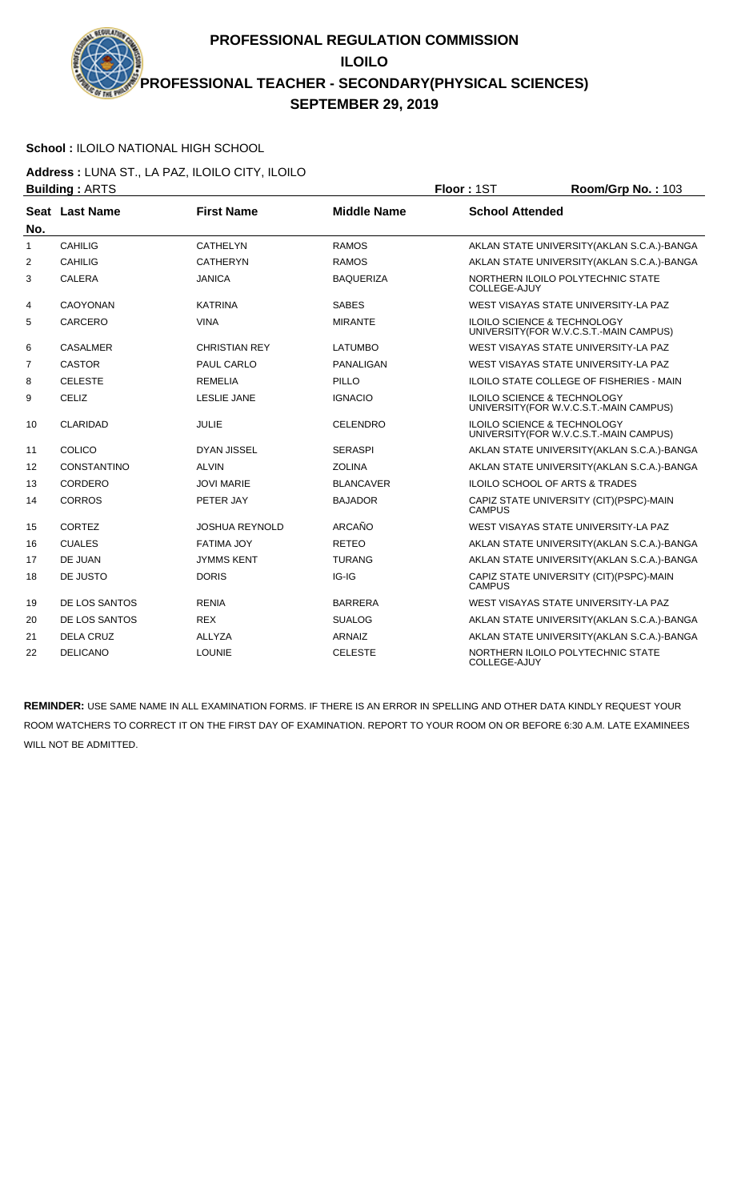# PROFESSIONAL REGULATION COMMISSION

## ILOILO

## PROFESSIONAL TEACHER - SECONDARY(PHYSICAL SCIENCES)

## SEPTEMBER 29, 2019

**School :** ILOILO NATIONAL HIGH SCHOOL

**Address :** LUNA ST., LA PAZ, ILOILO CITY, ILOILO

**Building :** ARTS **Floor :** 1ST **Room/Grp No. :** 103

| Seat No. | Last Name | First Name | Middle Name | School Attended |
|---|---|---|---|---|
| 1 | CAHILIG | CATHELYN | RAMOS | AKLAN STATE UNIVERSITY(AKLAN S.C.A.)-BANGA |
| 2 | CAHILIG | CATHERYN | RAMOS | AKLAN STATE UNIVERSITY(AKLAN S.C.A.)-BANGA |
| 3 | CALERA | JANICA | BAQUERIZA | NORTHERN ILOILO POLYTECHNIC STATE COLLEGE-AJUY |
| 4 | CAOYONAN | KATRINA | SABES | WEST VISAYAS STATE UNIVERSITY-LA PAZ |
| 5 | CARCERO | VINA | MIRANTE | ILOILO SCIENCE & TECHNOLOGY UNIVERSITY(FOR W.V.C.S.T.-MAIN CAMPUS) |
| 6 | CASALMER | CHRISTIAN REY | LATUMBO | WEST VISAYAS STATE UNIVERSITY-LA PAZ |
| 7 | CASTOR | PAUL CARLO | PANALIGAN | WEST VISAYAS STATE UNIVERSITY-LA PAZ |
| 8 | CELESTE | REMELIA | PILLO | ILOILO STATE COLLEGE OF FISHERIES - MAIN |
| 9 | CELIZ | LESLIE JANE | IGNACIO | ILOILO SCIENCE & TECHNOLOGY UNIVERSITY(FOR W.V.C.S.T.-MAIN CAMPUS) |
| 10 | CLARIDAD | JULIE | CELENDRO | ILOILO SCIENCE & TECHNOLOGY UNIVERSITY(FOR W.V.C.S.T.-MAIN CAMPUS) |
| 11 | COLICO | DYAN JISSEL | SERASPI | AKLAN STATE UNIVERSITY(AKLAN S.C.A.)-BANGA |
| 12 | CONSTANTINO | ALVIN | ZOLINA | AKLAN STATE UNIVERSITY(AKLAN S.C.A.)-BANGA |
| 13 | CORDERO | JOVI MARIE | BLANCAVER | ILOILO SCHOOL OF ARTS & TRADES |
| 14 | CORROS | PETER JAY | BAJADOR | CAPIZ STATE UNIVERSITY (CIT)(PSPC)-MAIN CAMPUS |
| 15 | CORTEZ | JOSHUA REYNOLD | ARCAÑO | WEST VISAYAS STATE UNIVERSITY-LA PAZ |
| 16 | CUALES | FATIMA JOY | RETEO | AKLAN STATE UNIVERSITY(AKLAN S.C.A.)-BANGA |
| 17 | DE JUAN | JYMMS KENT | TURANG | AKLAN STATE UNIVERSITY(AKLAN S.C.A.)-BANGA |
| 18 | DE JUSTO | DORIS | IG-IG | CAPIZ STATE UNIVERSITY (CIT)(PSPC)-MAIN CAMPUS |
| 19 | DE LOS SANTOS | RENIA | BARRERA | WEST VISAYAS STATE UNIVERSITY-LA PAZ |
| 20 | DE LOS SANTOS | REX | SUALOG | AKLAN STATE UNIVERSITY(AKLAN S.C.A.)-BANGA |
| 21 | DELA CRUZ | ALLYZA | ARNAIZ | AKLAN STATE UNIVERSITY(AKLAN S.C.A.)-BANGA |
| 22 | DELICANO | LOUNIE | CELESTE | NORTHERN ILOILO POLYTECHNIC STATE COLLEGE-AJUY |

**REMINDER:** USE SAME NAME IN ALL EXAMINATION FORMS. IF THERE IS AN ERROR IN SPELLING AND OTHER DATA KINDLY REQUEST YOUR ROOM WATCHERS TO CORRECT IT ON THE FIRST DAY OF EXAMINATION. REPORT TO YOUR ROOM ON OR BEFORE 6:30 A.M. LATE EXAMINEES WILL NOT BE ADMITTED.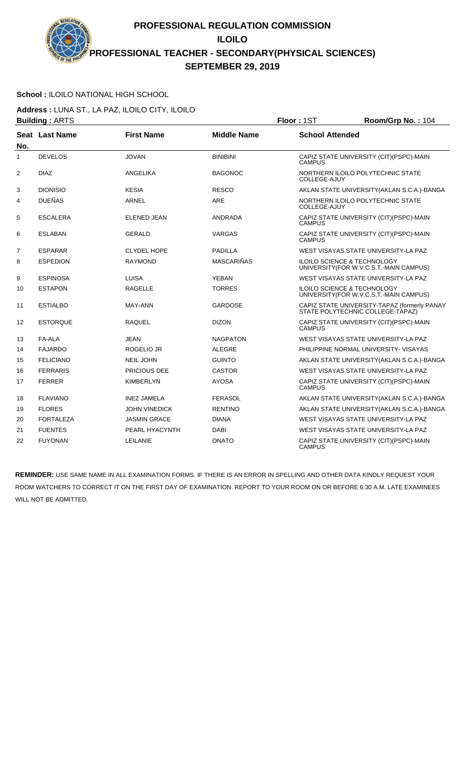# PROFESSIONAL REGULATION COMMISSION
## ILOILO
## PROFESSIONAL TEACHER - SECONDARY(PHYSICAL SCIENCES)
## SEPTEMBER 29, 2019

**School :** ILOILO NATIONAL HIGH SCHOOL

**Address :** LUNA ST., LA PAZ, ILOILO CITY, ILOILO

**Building :** ARTS **Floor :** 1ST **Room/Grp No. :** 104

| Seat No. | Last Name | First Name | Middle Name | School Attended |
|---|---|---|---|---|
| 1 | DEVELOS | JOVAN | BINIBINI | CAPIZ STATE UNIVERSITY (CIT)(PSPC)-MAIN CAMPUS |
| 2 | DIAZ | ANGELIKA | BAGONOC | NORTHERN ILOILO POLYTECHNIC STATE COLLEGE-AJUY |
| 3 | DIONISIO | KESIA | RESCO | AKLAN STATE UNIVERSITY(AKLAN S.C.A.)-BANGA |
| 4 | DUEÑAS | ARNEL | ARE | NORTHERN ILOILO POLYTECHNIC STATE COLLEGE-AJUY |
| 5 | ESCALERA | ELENED JEAN | ANDRADA | CAPIZ STATE UNIVERSITY (CIT)(PSPC)-MAIN CAMPUS |
| 6 | ESLABAN | GERALD | VARGAS | CAPIZ STATE UNIVERSITY (CIT)(PSPC)-MAIN CAMPUS |
| 7 | ESPARAR | CLYDEL HOPE | PADILLA | WEST VISAYAS STATE UNIVERSITY-LA PAZ |
| 8 | ESPEDION | RAYMOND | MASCARIÑAS | ILOILO SCIENCE & TECHNOLOGY UNIVERSITY(FOR W.V.C.S.T.-MAIN CAMPUS) |
| 9 | ESPINOSA | LUISA | YEBAN | WEST VISAYAS STATE UNIVERSITY-LA PAZ |
| 10 | ESTAPON | RAGELLE | TORRES | ILOILO SCIENCE & TECHNOLOGY UNIVERSITY(FOR W.V.C.S.T.-MAIN CAMPUS) |
| 11 | ESTIALBO | MAY-ANN | GARDOSE | CAPIZ STATE UNIVERSITY-TAPAZ (formerly PANAY STATE POLYTECHNIC COLLEGE-TAPAZ) |
| 12 | ESTORQUE | RAQUEL | DIZON | CAPIZ STATE UNIVERSITY (CIT)(PSPC)-MAIN CAMPUS |
| 13 | FA-ALA | JEAN | NAGPATON | WEST VISAYAS STATE UNIVERSITY-LA PAZ |
| 14 | FAJARDO | ROGELIO JR | ALEGRE | PHILIPPINE NORMAL UNIVERSITY- VISAYAS |
| 15 | FELICIANO | NEIL JOHN | GUINTO | AKLAN STATE UNIVERSITY(AKLAN S.C.A.)-BANGA |
| 16 | FERRARIS | PRICIOUS DEE | CASTOR | WEST VISAYAS STATE UNIVERSITY-LA PAZ |
| 17 | FERRER | KIMBERLYN | AYOSA | CAPIZ STATE UNIVERSITY (CIT)(PSPC)-MAIN CAMPUS |
| 18 | FLAVIANO | INEZ JAMELA | FERASOL | AKLAN STATE UNIVERSITY(AKLAN S.C.A.)-BANGA |
| 19 | FLORES | JOHN VINEDICK | RENTINO | AKLAN STATE UNIVERSITY(AKLAN S.C.A.)-BANGA |
| 20 | FORTALEZA | JASMIN GRACE | DIANA | WEST VISAYAS STATE UNIVERSITY-LA PAZ |
| 21 | FUENTES | PEARL HYACYNTH | DABI | WEST VISAYAS STATE UNIVERSITY-LA PAZ |
| 22 | FUYONAN | LEILANIE | ONATO | CAPIZ STATE UNIVERSITY (CIT)(PSPC)-MAIN CAMPUS |

**REMINDER:** USE SAME NAME IN ALL EXAMINATION FORMS. IF THERE IS AN ERROR IN SPELLING AND OTHER DATA KINDLY REQUEST YOUR ROOM WATCHERS TO CORRECT IT ON THE FIRST DAY OF EXAMINATION. REPORT TO YOUR ROOM ON OR BEFORE 6:30 A.M. LATE EXAMINEES WILL NOT BE ADMITTED.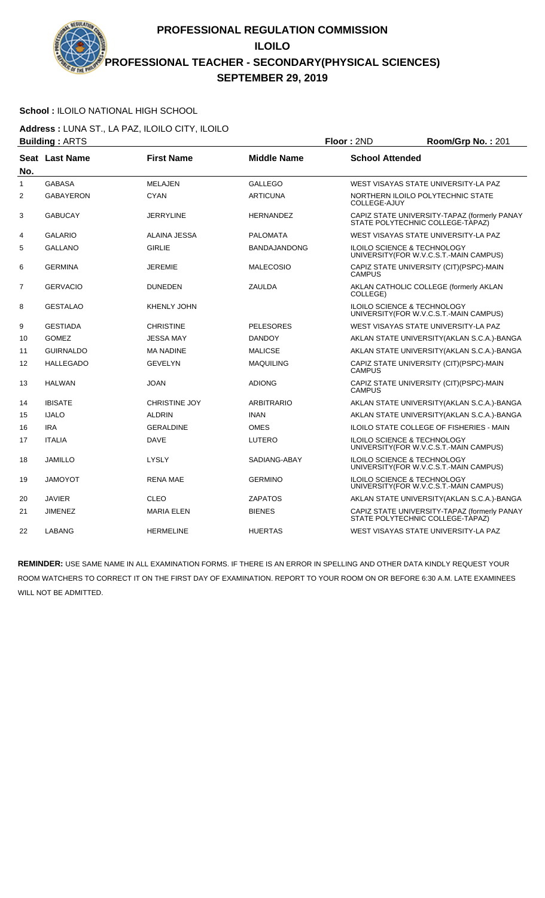# PROFESSIONAL REGULATION COMMISSION
## ILOILO
## PROFESSIONAL TEACHER - SECONDARY(PHYSICAL SCIENCES)
## SEPTEMBER 29, 2019

**School :** ILOILO NATIONAL HIGH SCHOOL

**Address :** LUNA ST., LA PAZ, ILOILO CITY, ILOILO

**Building :** ARTS **Floor :** 2ND **Room/Grp No. :** 201

| Seat No. | Last Name | First Name | Middle Name | School Attended |
|---|---|---|---|---|
| 1 | GABASA | MELAJEN | GALLEGO | WEST VISAYAS STATE UNIVERSITY-LA PAZ |
| 2 | GABAYERON | CYAN | ARTICUNA | NORTHERN ILOILO POLYTECHNIC STATE COLLEGE-AJUY |
| 3 | GABUCAY | JERRYLINE | HERNANDEZ | CAPIZ STATE UNIVERSITY-TAPAZ (formerly PANAY STATE POLYTECHNIC COLLEGE-TAPAZ) |
| 4 | GALARIO | ALAINA JESSA | PALOMATA | WEST VISAYAS STATE UNIVERSITY-LA PAZ |
| 5 | GALLANO | GIRLIE | BANDAJANDONG | ILOILO SCIENCE & TECHNOLOGY UNIVERSITY(FOR W.V.C.S.T.-MAIN CAMPUS) |
| 6 | GERMINA | JEREMIE | MALECOSIO | CAPIZ STATE UNIVERSITY (CIT)(PSPC)-MAIN CAMPUS |
| 7 | GERVACIO | DUNEDEN | ZAULDA | AKLAN CATHOLIC COLLEGE (formerly AKLAN COLLEGE) |
| 8 | GESTALAO | KHENLY JOHN | | ILOILO SCIENCE & TECHNOLOGY UNIVERSITY(FOR W.V.C.S.T.-MAIN CAMPUS) |
| 9 | GESTIADA | CHRISTINE | PELESORES | WEST VISAYAS STATE UNIVERSITY-LA PAZ |
| 10 | GOMEZ | JESSA MAY | DANDOY | AKLAN STATE UNIVERSITY(AKLAN S.C.A.)-BANGA |
| 11 | GUIRNALDO | MA NADINE | MALICSE | AKLAN STATE UNIVERSITY(AKLAN S.C.A.)-BANGA |
| 12 | HALLEGADO | GEVELYN | MAQUILING | CAPIZ STATE UNIVERSITY (CIT)(PSPC)-MAIN CAMPUS |
| 13 | HALWAN | JOAN | ADIONG | CAPIZ STATE UNIVERSITY (CIT)(PSPC)-MAIN CAMPUS |
| 14 | IBISATE | CHRISTINE JOY | ARBITRARIO | AKLAN STATE UNIVERSITY(AKLAN S.C.A.)-BANGA |
| 15 | IJALO | ALDRIN | INAN | AKLAN STATE UNIVERSITY(AKLAN S.C.A.)-BANGA |
| 16 | IRA | GERALDINE | OMES | ILOILO STATE COLLEGE OF FISHERIES - MAIN |
| 17 | ITALIA | DAVE | LUTERO | ILOILO SCIENCE & TECHNOLOGY UNIVERSITY(FOR W.V.C.S.T.-MAIN CAMPUS) |
| 18 | JAMILLO | LYSLY | SADIANG-ABAY | ILOILO SCIENCE & TECHNOLOGY UNIVERSITY(FOR W.V.C.S.T.-MAIN CAMPUS) |
| 19 | JAMOYOT | RENA MAE | GERMINO | ILOILO SCIENCE & TECHNOLOGY UNIVERSITY(FOR W.V.C.S.T.-MAIN CAMPUS) |
| 20 | JAVIER | CLEO | ZAPATOS | AKLAN STATE UNIVERSITY(AKLAN S.C.A.)-BANGA |
| 21 | JIMENEZ | MARIA ELEN | BIENES | CAPIZ STATE UNIVERSITY-TAPAZ (formerly PANAY STATE POLYTECHNIC COLLEGE-TAPAZ) |
| 22 | LABANG | HERMELINE | HUERTAS | WEST VISAYAS STATE UNIVERSITY-LA PAZ |

**REMINDER:** USE SAME NAME IN ALL EXAMINATION FORMS. IF THERE IS AN ERROR IN SPELLING AND OTHER DATA KINDLY REQUEST YOUR ROOM WATCHERS TO CORRECT IT ON THE FIRST DAY OF EXAMINATION. REPORT TO YOUR ROOM ON OR BEFORE 6:30 A.M. LATE EXAMINEES WILL NOT BE ADMITTED.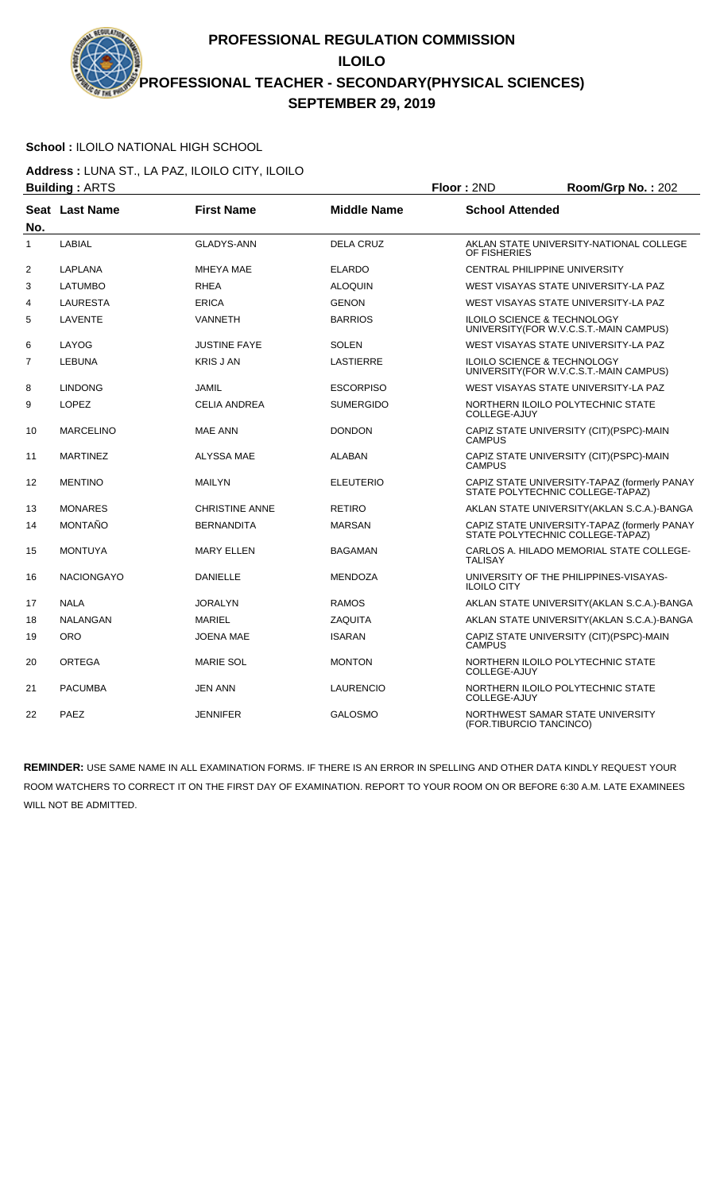# PROFESSIONAL REGULATION COMMISSION

## ILOILO

## PROFESSIONAL TEACHER - SECONDARY(PHYSICAL SCIENCES)

## SEPTEMBER 29, 2019

**School :** ILOILO NATIONAL HIGH SCHOOL

**Address :** LUNA ST., LA PAZ, ILOILO CITY, ILOILO

**Building :** ARTS **Floor :** 2ND **Room/Grp No. :** 202

| Seat No. | Last Name | First Name | Middle Name | School Attended |
|---|---|---|---|---|
| 1 | LABIAL | GLADYS-ANN | DELA CRUZ | AKLAN STATE UNIVERSITY-NATIONAL COLLEGE OF FISHERIES |
| 2 | LAPLANA | MHEYA MAE | ELARDO | CENTRAL PHILIPPINE UNIVERSITY |
| 3 | LATUMBO | RHEA | ALOQUIN | WEST VISAYAS STATE UNIVERSITY-LA PAZ |
| 4 | LAURESTA | ERICA | GENON | WEST VISAYAS STATE UNIVERSITY-LA PAZ |
| 5 | LAVENTE | VANNETH | BARRIOS | ILOILO SCIENCE & TECHNOLOGY UNIVERSITY(FOR W.V.C.S.T.-MAIN CAMPUS) |
| 6 | LAYOG | JUSTINE FAYE | SOLEN | WEST VISAYAS STATE UNIVERSITY-LA PAZ |
| 7 | LEBUNA | KRIS J AN | LASTIERRE | ILOILO SCIENCE & TECHNOLOGY UNIVERSITY(FOR W.V.C.S.T.-MAIN CAMPUS) |
| 8 | LINDONG | JAMIL | ESCORPISO | WEST VISAYAS STATE UNIVERSITY-LA PAZ |
| 9 | LOPEZ | CELIA ANDREA | SUMERGIDO | NORTHERN ILOILO POLYTECHNIC STATE COLLEGE-AJUY |
| 10 | MARCELINO | MAE ANN | DONDON | CAPIZ STATE UNIVERSITY (CIT)(PSPC)-MAIN CAMPUS |
| 11 | MARTINEZ | ALYSSA MAE | ALABAN | CAPIZ STATE UNIVERSITY (CIT)(PSPC)-MAIN CAMPUS |
| 12 | MENTINO | MAILYN | ELEUTERIO | CAPIZ STATE UNIVERSITY-TAPAZ (formerly PANAY STATE POLYTECHNIC COLLEGE-TAPAZ) |
| 13 | MONARES | CHRISTINE ANNE | RETIRO | AKLAN STATE UNIVERSITY(AKLAN S.C.A.)-BANGA |
| 14 | MONTAÑO | BERNANDITA | MARSAN | CAPIZ STATE UNIVERSITY-TAPAZ (formerly PANAY STATE POLYTECHNIC COLLEGE-TAPAZ) |
| 15 | MONTUYA | MARY ELLEN | BAGAMAN | CARLOS A. HILADO MEMORIAL STATE COLLEGE-TALISAY |
| 16 | NACIONGAYO | DANIELLE | MENDOZA | UNIVERSITY OF THE PHILIPPINES-VISAYAS-ILOILO CITY |
| 17 | NALA | JORALYN | RAMOS | AKLAN STATE UNIVERSITY(AKLAN S.C.A.)-BANGA |
| 18 | NALANGAN | MARIEL | ZAQUITA | AKLAN STATE UNIVERSITY(AKLAN S.C.A.)-BANGA |
| 19 | ORO | JOENA MAE | ISARAN | CAPIZ STATE UNIVERSITY (CIT)(PSPC)-MAIN CAMPUS |
| 20 | ORTEGA | MARIE SOL | MONTON | NORTHERN ILOILO POLYTECHNIC STATE COLLEGE-AJUY |
| 21 | PACUMBA | JEN ANN | LAURENCIO | NORTHERN ILOILO POLYTECHNIC STATE COLLEGE-AJUY |
| 22 | PAEZ | JENNIFER | GALOSMO | NORTHWEST SAMAR STATE UNIVERSITY (FOR.TIBURCIO TANCINCO) |

**REMINDER:** USE SAME NAME IN ALL EXAMINATION FORMS. IF THERE IS AN ERROR IN SPELLING AND OTHER DATA KINDLY REQUEST YOUR ROOM WATCHERS TO CORRECT IT ON THE FIRST DAY OF EXAMINATION. REPORT TO YOUR ROOM ON OR BEFORE 6:30 A.M. LATE EXAMINEES WILL NOT BE ADMITTED.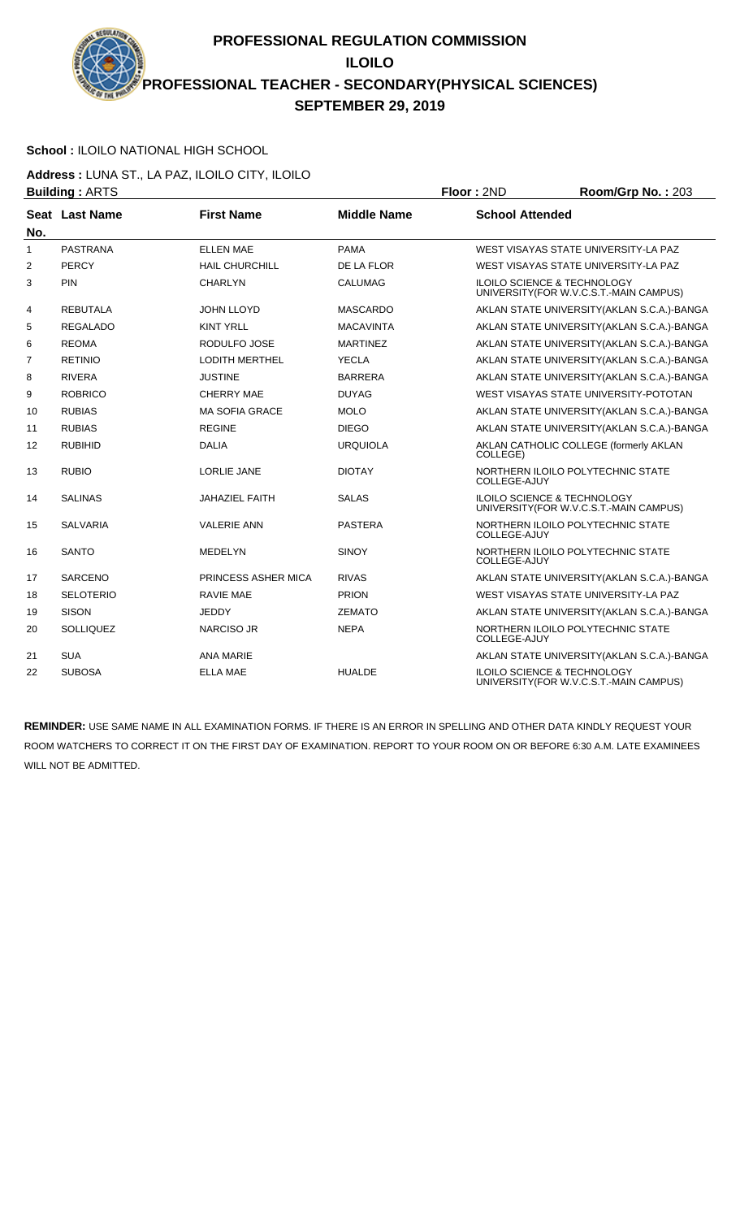# PROFESSIONAL REGULATION COMMISSION
## ILOILO
## PROFESSIONAL TEACHER - SECONDARY(PHYSICAL SCIENCES)
## SEPTEMBER 29, 2019

**School :** ILOILO NATIONAL HIGH SCHOOL

**Address :** LUNA ST., LA PAZ, ILOILO CITY, ILOILO

**Building :** ARTS **Floor :** 2ND **Room/Grp No. :** 203

| Seat No. | Last Name | First Name | Middle Name | School Attended |
|---|---|---|---|---|
| 1 | PASTRANA | ELLEN MAE | PAMA | WEST VISAYAS STATE UNIVERSITY-LA PAZ |
| 2 | PERCY | HAIL CHURCHILL | DE LA FLOR | WEST VISAYAS STATE UNIVERSITY-LA PAZ |
| 3 | PIN | CHARLYN | CALUMAG | ILOILO SCIENCE & TECHNOLOGY UNIVERSITY(FOR W.V.C.S.T.-MAIN CAMPUS) |
| 4 | REBUTALA | JOHN LLOYD | MASCARDO | AKLAN STATE UNIVERSITY(AKLAN S.C.A.)-BANGA |
| 5 | REGALADO | KINT YRLL | MACAVINTA | AKLAN STATE UNIVERSITY(AKLAN S.C.A.)-BANGA |
| 6 | REOMA | RODULFO JOSE | MARTINEZ | AKLAN STATE UNIVERSITY(AKLAN S.C.A.)-BANGA |
| 7 | RETINIO | LODITH MERTHEL | YECLA | AKLAN STATE UNIVERSITY(AKLAN S.C.A.)-BANGA |
| 8 | RIVERA | JUSTINE | BARRERA | AKLAN STATE UNIVERSITY(AKLAN S.C.A.)-BANGA |
| 9 | ROBRICO | CHERRY MAE | DUYAG | WEST VISAYAS STATE UNIVERSITY-POTOTAN |
| 10 | RUBIAS | MA SOFIA GRACE | MOLO | AKLAN STATE UNIVERSITY(AKLAN S.C.A.)-BANGA |
| 11 | RUBIAS | REGINE | DIEGO | AKLAN STATE UNIVERSITY(AKLAN S.C.A.)-BANGA |
| 12 | RUBIHID | DALIA | URQUIOLA | AKLAN CATHOLIC COLLEGE (formerly AKLAN COLLEGE) |
| 13 | RUBIO | LORLIE JANE | DIOTAY | NORTHERN ILOILO POLYTECHNIC STATE COLLEGE-AJUY |
| 14 | SALINAS | JAHAZIEL FAITH | SALAS | ILOILO SCIENCE & TECHNOLOGY UNIVERSITY(FOR W.V.C.S.T.-MAIN CAMPUS) |
| 15 | SALVARIA | VALERIE ANN | PASTERA | NORTHERN ILOILO POLYTECHNIC STATE COLLEGE-AJUY |
| 16 | SANTO | MEDELYN | SINOY | NORTHERN ILOILO POLYTECHNIC STATE COLLEGE-AJUY |
| 17 | SARCENO | PRINCESS ASHER MICA | RIVAS | AKLAN STATE UNIVERSITY(AKLAN S.C.A.)-BANGA |
| 18 | SELOTERIO | RAVIE MAE | PRION | WEST VISAYAS STATE UNIVERSITY-LA PAZ |
| 19 | SISON | JEDDY | ZEMATO | AKLAN STATE UNIVERSITY(AKLAN S.C.A.)-BANGA |
| 20 | SOLLIQUEZ | NARCISO JR | NEPA | NORTHERN ILOILO POLYTECHNIC STATE COLLEGE-AJUY |
| 21 | SUA | ANA MARIE | | AKLAN STATE UNIVERSITY(AKLAN S.C.A.)-BANGA |
| 22 | SUBOSA | ELLA MAE | HUALDE | ILOILO SCIENCE & TECHNOLOGY UNIVERSITY(FOR W.V.C.S.T.-MAIN CAMPUS) |

**REMINDER:** USE SAME NAME IN ALL EXAMINATION FORMS. IF THERE IS AN ERROR IN SPELLING AND OTHER DATA KINDLY REQUEST YOUR ROOM WATCHERS TO CORRECT IT ON THE FIRST DAY OF EXAMINATION. REPORT TO YOUR ROOM ON OR BEFORE 6:30 A.M. LATE EXAMINEES WILL NOT BE ADMITTED.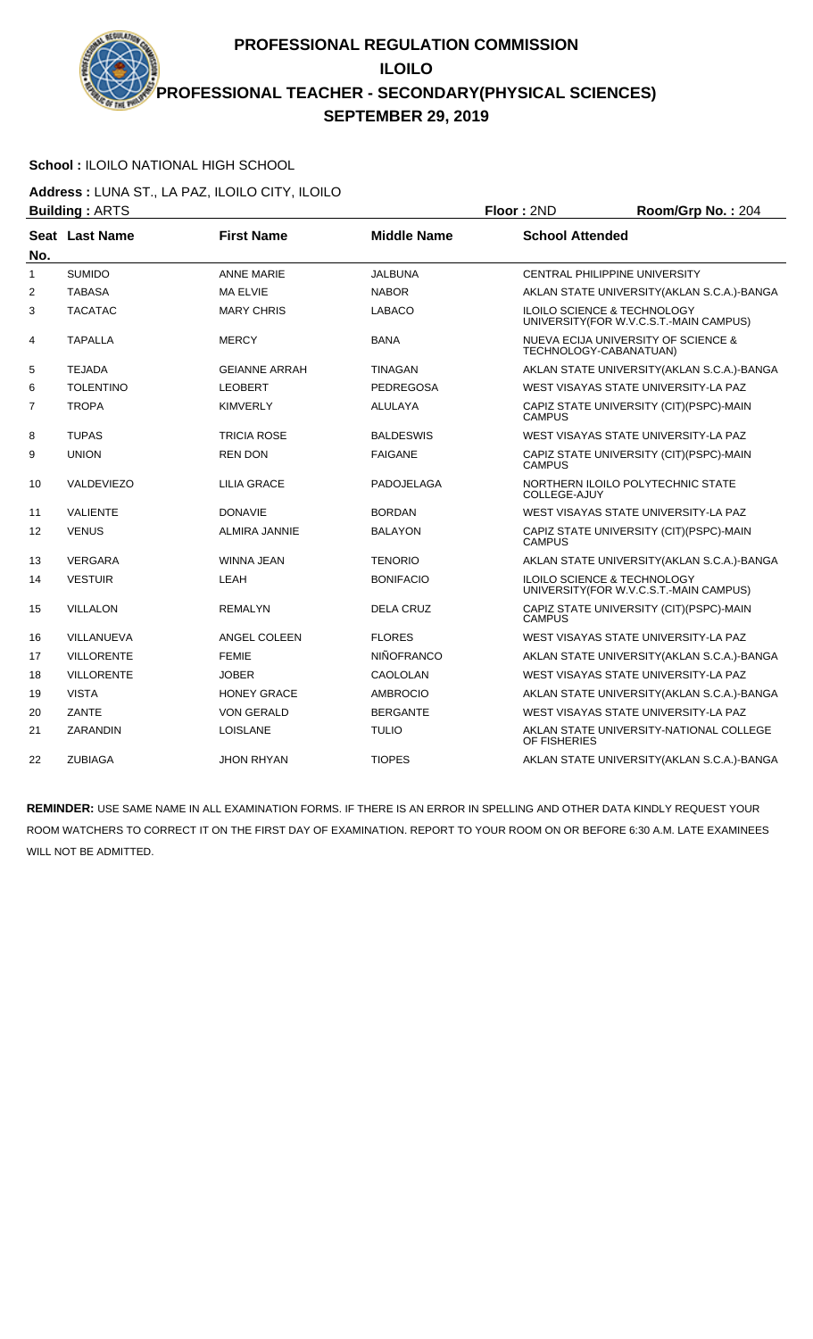# PROFESSIONAL REGULATION COMMISSION
## ILOILO
## PROFESSIONAL TEACHER - SECONDARY(PHYSICAL SCIENCES)
## SEPTEMBER 29, 2019

**School :** ILOILO NATIONAL HIGH SCHOOL

**Address :** LUNA ST., LA PAZ, ILOILO CITY, ILOILO

**Building :** ARTS **Floor :** 2ND **Room/Grp No. :** 204

| Seat No. | Last Name | First Name | Middle Name | School Attended |
|---|---|---|---|---|
| 1 | SUMIDO | ANNE MARIE | JALBUNA | CENTRAL PHILIPPINE UNIVERSITY |
| 2 | TABASA | MA ELVIE | NABOR | AKLAN STATE UNIVERSITY(AKLAN S.C.A.)-BANGA |
| 3 | TACATAC | MARY CHRIS | LABACO | ILOILO SCIENCE & TECHNOLOGY UNIVERSITY(FOR W.V.C.S.T.-MAIN CAMPUS) |
| 4 | TAPALLA | MERCY | BANA | NUEVA ECIJA UNIVERSITY OF SCIENCE & TECHNOLOGY-CABANATUAN) |
| 5 | TEJADA | GEIANNE ARRAH | TINAGAN | AKLAN STATE UNIVERSITY(AKLAN S.C.A.)-BANGA |
| 6 | TOLENTINO | LEOBERT | PEDREGOSA | WEST VISAYAS STATE UNIVERSITY-LA PAZ |
| 7 | TROPA | KIMVERLY | ALULAYA | CAPIZ STATE UNIVERSITY (CIT)(PSPC)-MAIN CAMPUS |
| 8 | TUPAS | TRICIA ROSE | BALDESWIS | WEST VISAYAS STATE UNIVERSITY-LA PAZ |
| 9 | UNION | REN DON | FAIGANE | CAPIZ STATE UNIVERSITY (CIT)(PSPC)-MAIN CAMPUS |
| 10 | VALDEVIEZO | LILIA GRACE | PADOJELAGA | NORTHERN ILOILO POLYTECHNIC STATE COLLEGE-AJUY |
| 11 | VALIENTE | DONAVIE | BORDAN | WEST VISAYAS STATE UNIVERSITY-LA PAZ |
| 12 | VENUS | ALMIRA JANNIE | BALAYON | CAPIZ STATE UNIVERSITY (CIT)(PSPC)-MAIN CAMPUS |
| 13 | VERGARA | WINNA JEAN | TENORIO | AKLAN STATE UNIVERSITY(AKLAN S.C.A.)-BANGA |
| 14 | VESTUIR | LEAH | BONIFACIO | ILOILO SCIENCE & TECHNOLOGY UNIVERSITY(FOR W.V.C.S.T.-MAIN CAMPUS) |
| 15 | VILLALON | REMALYN | DELA CRUZ | CAPIZ STATE UNIVERSITY (CIT)(PSPC)-MAIN CAMPUS |
| 16 | VILLANUEVA | ANGEL COLEEN | FLORES | WEST VISAYAS STATE UNIVERSITY-LA PAZ |
| 17 | VILLORENTE | FEMIE | NIÑOFRANCO | AKLAN STATE UNIVERSITY(AKLAN S.C.A.)-BANGA |
| 18 | VILLORENTE | JOBER | CAOLOLAN | WEST VISAYAS STATE UNIVERSITY-LA PAZ |
| 19 | VISTA | HONEY GRACE | AMBROCIO | AKLAN STATE UNIVERSITY(AKLAN S.C.A.)-BANGA |
| 20 | ZANTE | VON GERALD | BERGANTE | WEST VISAYAS STATE UNIVERSITY-LA PAZ |
| 21 | ZARANDIN | LOISLANE | TULIO | AKLAN STATE UNIVERSITY-NATIONAL COLLEGE OF FISHERIES |
| 22 | ZUBIAGA | JHON RHYAN | TIOPES | AKLAN STATE UNIVERSITY(AKLAN S.C.A.)-BANGA |

**REMINDER:** USE SAME NAME IN ALL EXAMINATION FORMS. IF THERE IS AN ERROR IN SPELLING AND OTHER DATA KINDLY REQUEST YOUR ROOM WATCHERS TO CORRECT IT ON THE FIRST DAY OF EXAMINATION. REPORT TO YOUR ROOM ON OR BEFORE 6:30 A.M. LATE EXAMINEES WILL NOT BE ADMITTED.